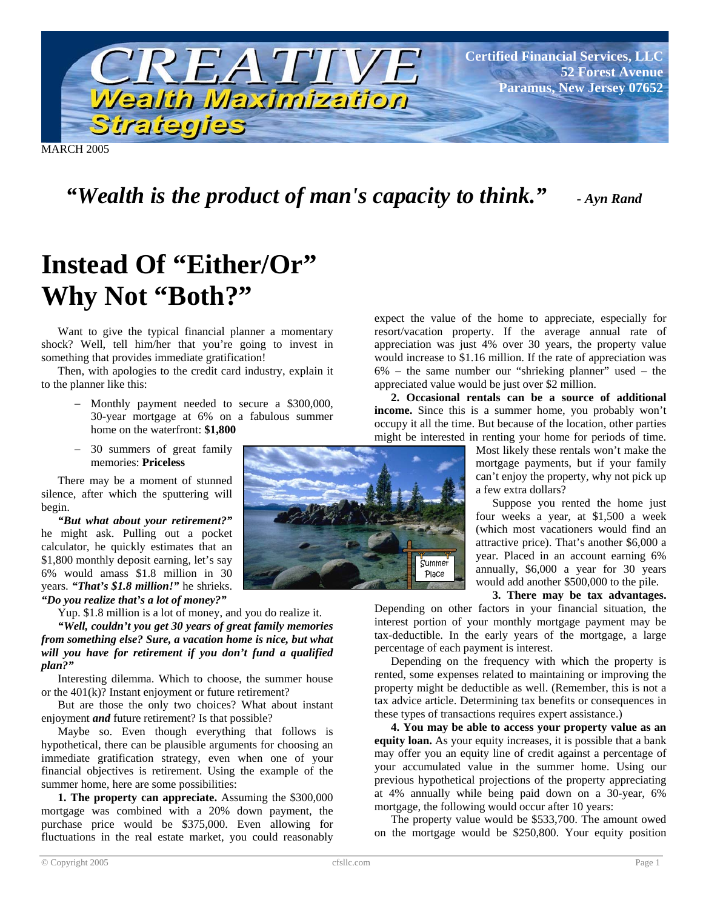# CREATIVE Wealth Maximization Strategies

**Certified Financial Services, LLC**
**52 Forest Avenue**
**Paramus, New Jersey 07652**

MARCH 2005

***"Wealth is the product of man's capacity to think."*** ***- Ayn Rand***

# Instead Of "Either/Or" Why Not "Both?"

Want to give the typical financial planner a momentary shock? Well, tell him/her that you're going to invest in something that provides immediate gratification!

Then, with apologies to the credit card industry, explain it to the planner like this:

- Monthly payment needed to secure a $300,000, 30-year mortgage at 6% on a fabulous summer home on the waterfront: **$1,800**
- 30 summers of great family memories: **Priceless**

There may be a moment of stunned silence, after which the sputtering will begin.

***"But what about your retirement?"*** he might ask. Pulling out a pocket calculator, he quickly estimates that an $1,800 monthly deposit earning, let's say 6% would amass $1.8 million in 30 years. ***"That's $1.8 million!"*** he shrieks. ***"Do you realize that's a lot of money?"***

Yup. $1.8 million is a lot of money, and you do realize it.

***"Well, couldn't you get 30 years of great family memories from something else? Sure, a vacation home is nice, but what will you have for retirement if you don't fund a qualified plan?"***

Interesting dilemma. Which to choose, the summer house or the 401(k)? Instant enjoyment or future retirement?

But are those the only two choices? What about instant enjoyment ***and*** future retirement? Is that possible?

Maybe so. Even though everything that follows is hypothetical, there can be plausible arguments for choosing an immediate gratification strategy, even when one of your financial objectives is retirement. Using the example of the summer home, here are some possibilities:

**1. The property can appreciate.** Assuming the $300,000 mortgage was combined with a 20% down payment, the purchase price would be $375,000. Even allowing for fluctuations in the real estate market, you could reasonably expect the value of the home to appreciate, especially for resort/vacation property. If the average annual rate of appreciation was just 4% over 30 years, the property value would increase to $1.16 million. If the rate of appreciation was 6% – the same number our "shrieking planner" used – the appreciated value would be just over $2 million.

**2. Occasional rentals can be a source of additional income.** Since this is a summer home, you probably won't occupy it all the time. But because of the location, other parties might be interested in renting your home for periods of time. Most likely these rentals won't make the mortgage payments, but if your family can't enjoy the property, why not pick up a few extra dollars?

Suppose you rented the home just four weeks a year, at $1,500 a week (which most vacationers would find an attractive price). That's another $6,000 a year. Placed in an account earning 6% annually, $6,000 a year for 30 years would add another $500,000 to the pile.

**3. There may be tax advantages.** Depending on other factors in your financial situation, the interest portion of your monthly mortgage payment may be tax-deductible. In the early years of the mortgage, a large percentage of each payment is interest.

Depending on the frequency with which the property is rented, some expenses related to maintaining or improving the property might be deductible as well. (Remember, this is not a tax advice article. Determining tax benefits or consequences in these types of transactions requires expert assistance.)

**4. You may be able to access your property value as an equity loan.** As your equity increases, it is possible that a bank may offer you an equity line of credit against a percentage of your accumulated value in the summer home. Using our previous hypothetical projections of the property appreciating at 4% annually while being paid down on a 30-year, 6% mortgage, the following would occur after 10 years:

The property value would be $533,700. The amount owed on the mortgage would be $250,800. Your equity position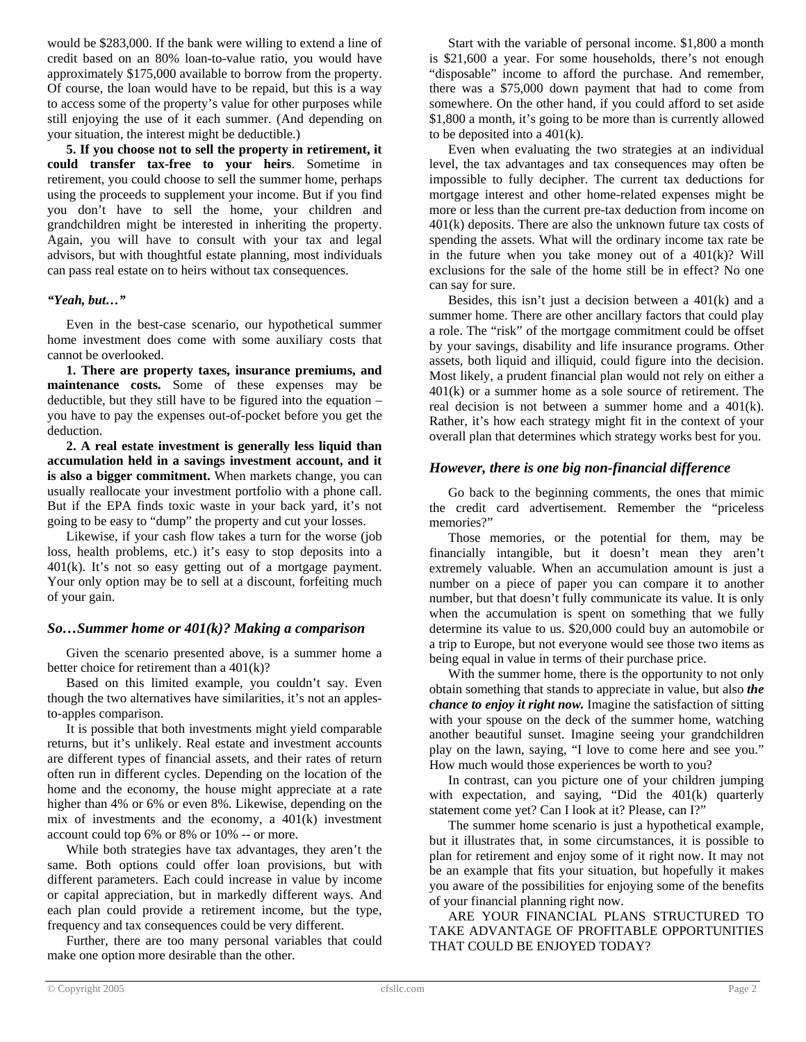would be $283,000. If the bank were willing to extend a line of credit based on an 80% loan-to-value ratio, you would have approximately $175,000 available to borrow from the property. Of course, the loan would have to be repaid, but this is a way to access some of the property's value for other purposes while still enjoying the use of it each summer. (And depending on your situation, the interest might be deductible.)

**5. If you choose not to sell the property in retirement, it could transfer tax-free to your heirs**. Sometime in retirement, you could choose to sell the summer home, perhaps using the proceeds to supplement your income. But if you find you don't have to sell the home, your children and grandchildren might be interested in inheriting the property. Again, you will have to consult with your tax and legal advisors, but with thoughtful estate planning, most individuals can pass real estate on to heirs without tax consequences.

***"Yeah, but…"***

Even in the best-case scenario, our hypothetical summer home investment does come with some auxiliary costs that cannot be overlooked.

**1. There are property taxes, insurance premiums, and maintenance costs.** Some of these expenses may be deductible, but they still have to be figured into the equation – you have to pay the expenses out-of-pocket before you get the deduction.

**2. A real estate investment is generally less liquid than accumulation held in a savings investment account, and it is also a bigger commitment.** When markets change, you can usually reallocate your investment portfolio with a phone call. But if the EPA finds toxic waste in your back yard, it's not going to be easy to "dump" the property and cut your losses.

Likewise, if your cash flow takes a turn for the worse (job loss, health problems, etc.) it's easy to stop deposits into a 401(k). It's not so easy getting out of a mortgage payment. Your only option may be to sell at a discount, forfeiting much of your gain.

### *So…Summer home or 401(k)? Making a comparison*

Given the scenario presented above, is a summer home a better choice for retirement than a 401(k)?

Based on this limited example, you couldn't say. Even though the two alternatives have similarities, it's not an apples-to-apples comparison.

It is possible that both investments might yield comparable returns, but it's unlikely. Real estate and investment accounts are different types of financial assets, and their rates of return often run in different cycles. Depending on the location of the home and the economy, the house might appreciate at a rate higher than 4% or 6% or even 8%. Likewise, depending on the mix of investments and the economy, a 401(k) investment account could top 6% or 8% or 10% -- or more.

While both strategies have tax advantages, they aren't the same. Both options could offer loan provisions, but with different parameters. Each could increase in value by income or capital appreciation, but in markedly different ways. And each plan could provide a retirement income, but the type, frequency and tax consequences could be very different.

Further, there are too many personal variables that could make one option more desirable than the other.

Start with the variable of personal income. $1,800 a month is $21,600 a year. For some households, there's not enough "disposable" income to afford the purchase. And remember, there was a $75,000 down payment that had to come from somewhere. On the other hand, if you could afford to set aside $1,800 a month, it's going to be more than is currently allowed to be deposited into a 401(k).

Even when evaluating the two strategies at an individual level, the tax advantages and tax consequences may often be impossible to fully decipher. The current tax deductions for mortgage interest and other home-related expenses might be more or less than the current pre-tax deduction from income on 401(k) deposits. There are also the unknown future tax costs of spending the assets. What will the ordinary income tax rate be in the future when you take money out of a 401(k)? Will exclusions for the sale of the home still be in effect? No one can say for sure.

Besides, this isn't just a decision between a 401(k) and a summer home. There are other ancillary factors that could play a role. The "risk" of the mortgage commitment could be offset by your savings, disability and life insurance programs. Other assets, both liquid and illiquid, could figure into the decision. Most likely, a prudent financial plan would not rely on either a 401(k) or a summer home as a sole source of retirement. The real decision is not between a summer home and a 401(k). Rather, it's how each strategy might fit in the context of your overall plan that determines which strategy works best for you.

### *However, there is one big non-financial difference*

Go back to the beginning comments, the ones that mimic the credit card advertisement. Remember the "priceless memories?"

Those memories, or the potential for them, may be financially intangible, but it doesn't mean they aren't extremely valuable. When an accumulation amount is just a number on a piece of paper you can compare it to another number, but that doesn't fully communicate its value. It is only when the accumulation is spent on something that we fully determine its value to us. $20,000 could buy an automobile or a trip to Europe, but not everyone would see those two items as being equal in value in terms of their purchase price.

With the summer home, there is the opportunity to not only obtain something that stands to appreciate in value, but also ***the chance to enjoy it right now.*** Imagine the satisfaction of sitting with your spouse on the deck of the summer home, watching another beautiful sunset. Imagine seeing your grandchildren play on the lawn, saying, "I love to come here and see you." How much would those experiences be worth to you?

In contrast, can you picture one of your children jumping with expectation, and saying, "Did the 401(k) quarterly statement come yet? Can I look at it? Please, can I?"

The summer home scenario is just a hypothetical example, but it illustrates that, in some circumstances, it is possible to plan for retirement and enjoy some of it right now. It may not be an example that fits your situation, but hopefully it makes you aware of the possibilities for enjoying some of the benefits of your financial planning right now.

ARE YOUR FINANCIAL PLANS STRUCTURED TO TAKE ADVANTAGE OF PROFITABLE OPPORTUNITIES THAT COULD BE ENJOYED TODAY?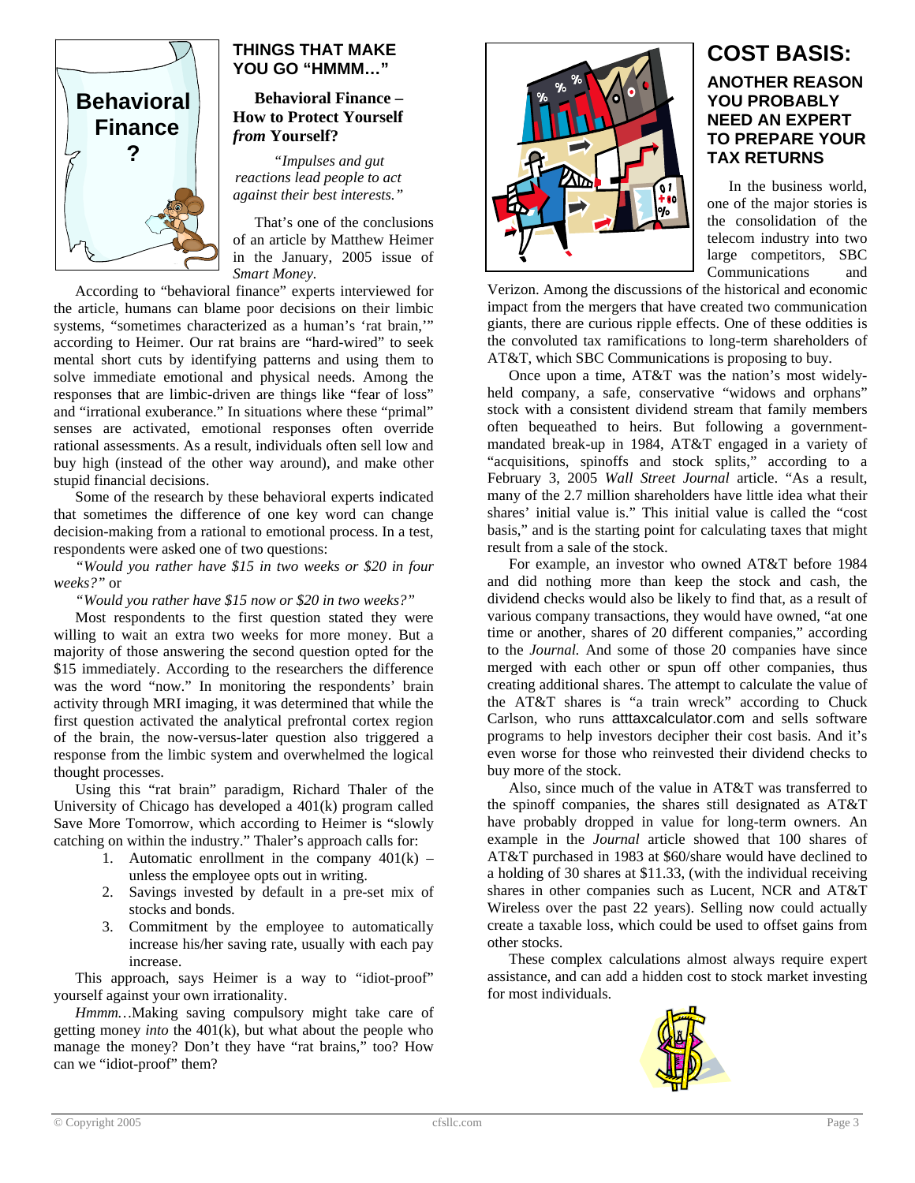## THINGS THAT MAKE YOU GO "HMMM…"

### Behavioral Finance – How to Protect Yourself *from* Yourself?

*"Impulses and gut reactions lead people to act against their best interests."*

That's one of the conclusions of an article by Matthew Heimer in the January, 2005 issue of *Smart Money.*

According to "behavioral finance" experts interviewed for the article, humans can blame poor decisions on their limbic systems, "sometimes characterized as a human's 'rat brain,'" according to Heimer. Our rat brains are "hard-wired" to seek mental short cuts by identifying patterns and using them to solve immediate emotional and physical needs. Among the responses that are limbic-driven are things like "fear of loss" and "irrational exuberance." In situations where these "primal" senses are activated, emotional responses often override rational assessments. As a result, individuals often sell low and buy high (instead of the other way around), and make other stupid financial decisions.

Some of the research by these behavioral experts indicated that sometimes the difference of one key word can change decision-making from a rational to emotional process. In a test, respondents were asked one of two questions:

*"Would you rather have $15 in two weeks or $20 in four weeks?"* or

*"Would you rather have $15 now or $20 in two weeks?"*

Most respondents to the first question stated they were willing to wait an extra two weeks for more money. But a majority of those answering the second question opted for the $15 immediately. According to the researchers the difference was the word "now." In monitoring the respondents' brain activity through MRI imaging, it was determined that while the first question activated the analytical prefrontal cortex region of the brain, the now-versus-later question also triggered a response from the limbic system and overwhelmed the logical thought processes.

Using this "rat brain" paradigm, Richard Thaler of the University of Chicago has developed a 401(k) program called Save More Tomorrow, which according to Heimer is "slowly catching on within the industry." Thaler's approach calls for:

1. Automatic enrollment in the company 401(k) – unless the employee opts out in writing.
2. Savings invested by default in a pre-set mix of stocks and bonds.
3. Commitment by the employee to automatically increase his/her saving rate, usually with each pay increase.

This approach, says Heimer is a way to "idiot-proof" yourself against your own irrationality.

*Hmmm…*Making saving compulsory might take care of getting money *into* the 401(k), but what about the people who manage the money? Don't they have "rat brains," too? How can we "idiot-proof" them?

## COST BASIS:

### ANOTHER REASON YOU PROBABLY NEED AN EXPERT TO PREPARE YOUR TAX RETURNS

In the business world, one of the major stories is the consolidation of the telecom industry into two large competitors, SBC Communications and Verizon. Among the discussions of the historical and economic impact from the mergers that have created two communication giants, there are curious ripple effects. One of these oddities is the convoluted tax ramifications to long-term shareholders of AT&T, which SBC Communications is proposing to buy.

Once upon a time, AT&T was the nation's most widely-held company, a safe, conservative "widows and orphans" stock with a consistent dividend stream that family members often bequeathed to heirs. But following a government-mandated break-up in 1984, AT&T engaged in a variety of "acquisitions, spinoffs and stock splits," according to a February 3, 2005 *Wall Street Journal* article. "As a result, many of the 2.7 million shareholders have little idea what their shares' initial value is." This initial value is called the "cost basis," and is the starting point for calculating taxes that might result from a sale of the stock.

For example, an investor who owned AT&T before 1984 and did nothing more than keep the stock and cash, the dividend checks would also be likely to find that, as a result of various company transactions, they would have owned, "at one time or another, shares of 20 different companies," according to the *Journal.* And some of those 20 companies have since merged with each other or spun off other companies, thus creating additional shares. The attempt to calculate the value of the AT&T shares is "a train wreck" according to Chuck Carlson, who runs atttaxcalculator.com and sells software programs to help investors decipher their cost basis. And it's even worse for those who reinvested their dividend checks to buy more of the stock.

Also, since much of the value in AT&T was transferred to the spinoff companies, the shares still designated as AT&T have probably dropped in value for long-term owners. An example in the *Journal* article showed that 100 shares of AT&T purchased in 1983 at $60/share would have declined to a holding of 30 shares at $11.33, (with the individual receiving shares in other companies such as Lucent, NCR and AT&T Wireless over the past 22 years). Selling now could actually create a taxable loss, which could be used to offset gains from other stocks.

These complex calculations almost always require expert assistance, and can add a hidden cost to stock market investing for most individuals.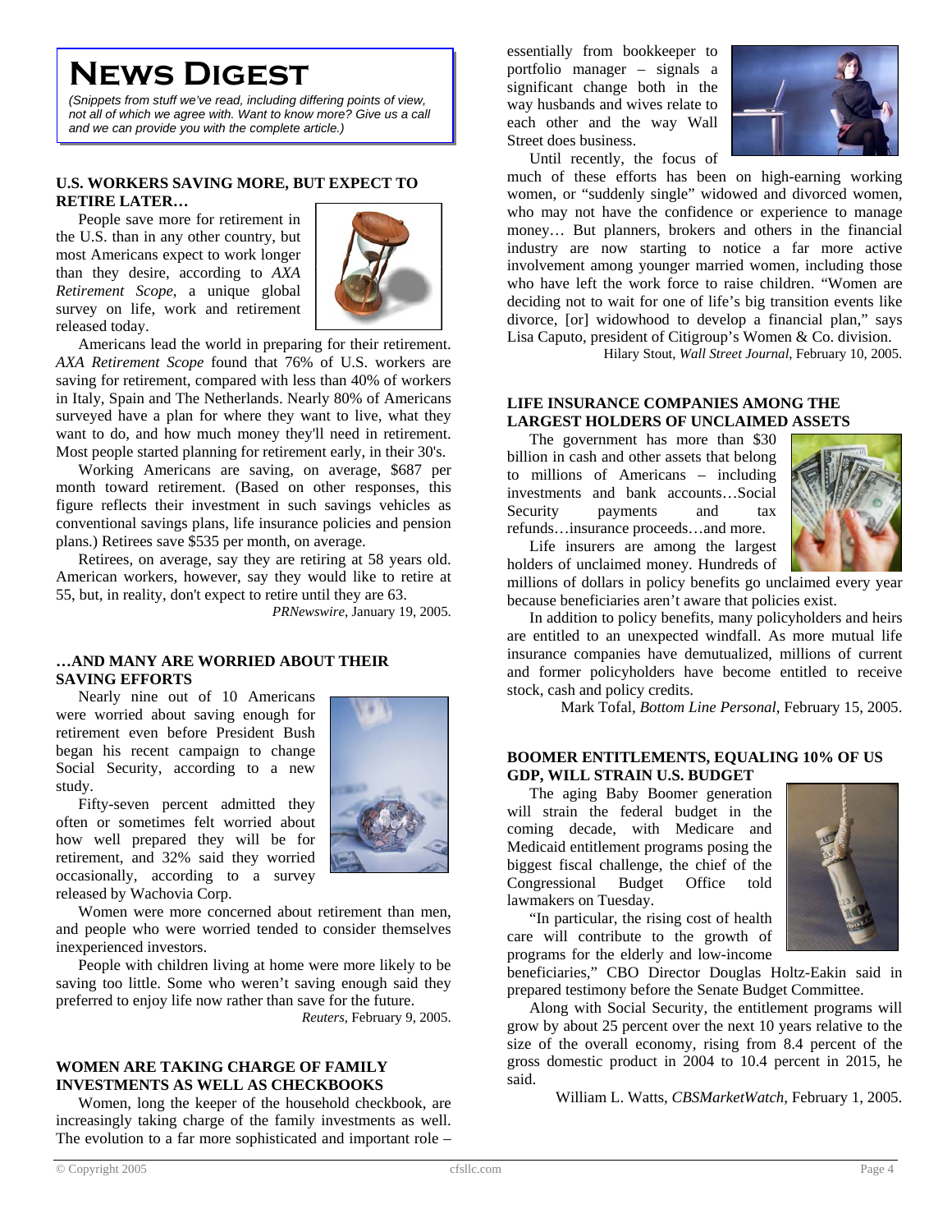# News Digest

*(Snippets from stuff we've read, including differing points of view, not all of which we agree with. Want to know more? Give us a call and we can provide you with the complete article.)*

### U.S. WORKERS SAVING MORE, BUT EXPECT TO RETIRE LATER…

People save more for retirement in the U.S. than in any other country, but most Americans expect to work longer than they desire, according to *AXA Retirement Scope*, a unique global survey on life, work and retirement released today.

Americans lead the world in preparing for their retirement. *AXA Retirement Scope* found that 76% of U.S. workers are saving for retirement, compared with less than 40% of workers in Italy, Spain and The Netherlands. Nearly 80% of Americans surveyed have a plan for where they want to live, what they want to do, and how much money they'll need in retirement. Most people started planning for retirement early, in their 30's.

Working Americans are saving, on average, $687 per month toward retirement. (Based on other responses, this figure reflects their investment in such savings vehicles as conventional savings plans, life insurance policies and pension plans.) Retirees save $535 per month, on average.

Retirees, on average, say they are retiring at 58 years old. American workers, however, say they would like to retire at 55, but, in reality, don't expect to retire until they are 63.

*PRNewswire*, January 19, 2005.

### …AND MANY ARE WORRIED ABOUT THEIR SAVING EFFORTS

Nearly nine out of 10 Americans were worried about saving enough for retirement even before President Bush began his recent campaign to change Social Security, according to a new study.

Fifty-seven percent admitted they often or sometimes felt worried about how well prepared they will be for retirement, and 32% said they worried occasionally, according to a survey released by Wachovia Corp.

Women were more concerned about retirement than men, and people who were worried tended to consider themselves inexperienced investors.

People with children living at home were more likely to be saving too little. Some who weren't saving enough said they preferred to enjoy life now rather than save for the future.

*Reuters*, February 9, 2005.

### WOMEN ARE TAKING CHARGE OF FAMILY INVESTMENTS AS WELL AS CHECKBOOKS

Women, long the keeper of the household checkbook, are increasingly taking charge of the family investments as well. The evolution to a far more sophisticated and important role – essentially from bookkeeper to portfolio manager – signals a significant change both in the way husbands and wives relate to each other and the way Wall Street does business.

Until recently, the focus of much of these efforts has been on high-earning working women, or "suddenly single" widowed and divorced women, who may not have the confidence or experience to manage money… But planners, brokers and others in the financial industry are now starting to notice a far more active involvement among younger married women, including those who have left the work force to raise children. "Women are deciding not to wait for one of life's big transition events like divorce, [or] widowhood to develop a financial plan," says Lisa Caputo, president of Citigroup's Women & Co. division.

Hilary Stout, *Wall Street Journal*, February 10, 2005.

### LIFE INSURANCE COMPANIES AMONG THE LARGEST HOLDERS OF UNCLAIMED ASSETS

The government has more than $30 billion in cash and other assets that belong to millions of Americans – including investments and bank accounts…Social Security payments and tax refunds…insurance proceeds…and more.

Life insurers are among the largest holders of unclaimed money. Hundreds of millions of dollars in policy benefits go unclaimed every year because beneficiaries aren't aware that policies exist.

In addition to policy benefits, many policyholders and heirs are entitled to an unexpected windfall. As more mutual life insurance companies have demutualized, millions of current and former policyholders have become entitled to receive stock, cash and policy credits.

Mark Tofal, *Bottom Line Personal*, February 15, 2005.

### BOOMER ENTITLEMENTS, EQUALING 10% OF US GDP, WILL STRAIN U.S. BUDGET

The aging Baby Boomer generation will strain the federal budget in the coming decade, with Medicare and Medicaid entitlement programs posing the biggest fiscal challenge, the chief of the Congressional Budget Office told lawmakers on Tuesday.

"In particular, the rising cost of health care will contribute to the growth of programs for the elderly and low-income beneficiaries," CBO Director Douglas Holtz-Eakin said in prepared testimony before the Senate Budget Committee.

Along with Social Security, the entitlement programs will grow by about 25 percent over the next 10 years relative to the size of the overall economy, rising from 8.4 percent of the gross domestic product in 2004 to 10.4 percent in 2015, he said.

William L. Watts, *CBSMarketWatch*, February 1, 2005.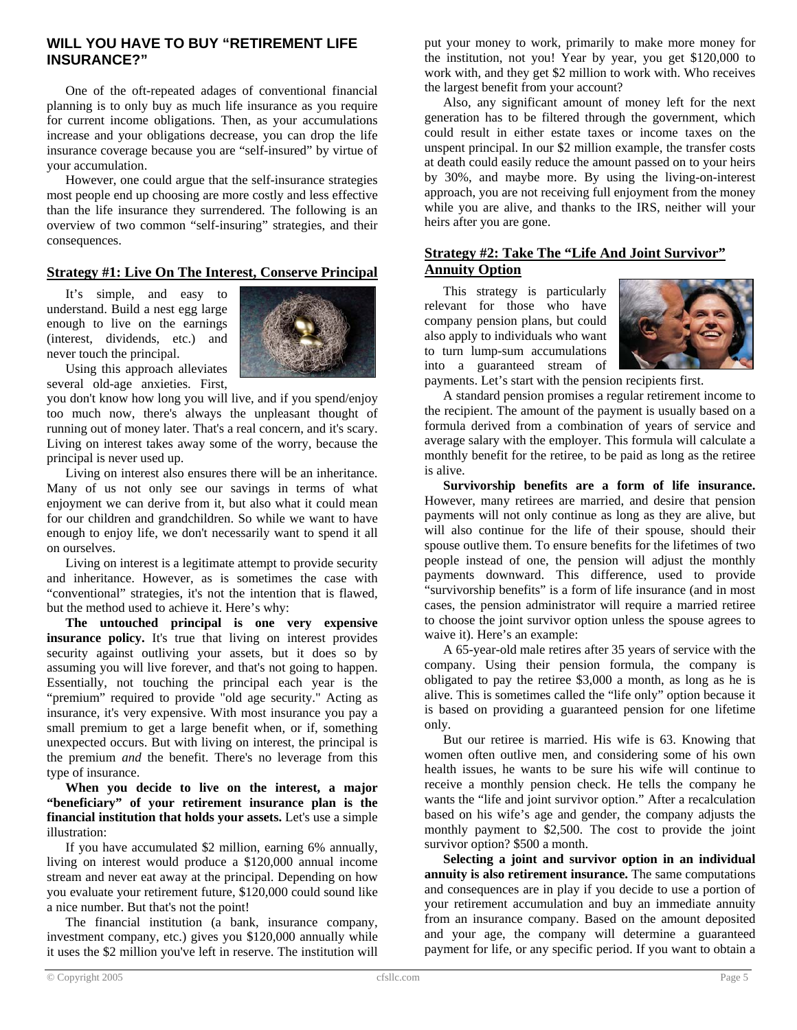## WILL YOU HAVE TO BUY "RETIREMENT LIFE INSURANCE?"

One of the oft-repeated adages of conventional financial planning is to only buy as much life insurance as you require for current income obligations. Then, as your accumulations increase and your obligations decrease, you can drop the life insurance coverage because you are "self-insured" by virtue of your accumulation.

However, one could argue that the self-insurance strategies most people end up choosing are more costly and less effective than the life insurance they surrendered. The following is an overview of two common "self-insuring" strategies, and their consequences.

### Strategy #1: Live On The Interest, Conserve Principal

It's simple, and easy to understand. Build a nest egg large enough to live on the earnings (interest, dividends, etc.) and never touch the principal.

Using this approach alleviates several old-age anxieties. First, you don't know how long you will live, and if you spend/enjoy too much now, there's always the unpleasant thought of running out of money later. That's a real concern, and it's scary. Living on interest takes away some of the worry, because the principal is never used up.

Living on interest also ensures there will be an inheritance. Many of us not only see our savings in terms of what enjoyment we can derive from it, but also what it could mean for our children and grandchildren. So while we want to have enough to enjoy life, we don't necessarily want to spend it all on ourselves.

Living on interest is a legitimate attempt to provide security and inheritance. However, as is sometimes the case with "conventional" strategies, it's not the intention that is flawed, but the method used to achieve it. Here's why:

**The untouched principal is one very expensive insurance policy.** It's true that living on interest provides security against outliving your assets, but it does so by assuming you will live forever, and that's not going to happen. Essentially, not touching the principal each year is the "premium" required to provide "old age security." Acting as insurance, it's very expensive. With most insurance you pay a small premium to get a large benefit when, or if, something unexpected occurs. But with living on interest, the principal is the premium *and* the benefit. There's no leverage from this type of insurance.

**When you decide to live on the interest, a major "beneficiary" of your retirement insurance plan is the financial institution that holds your assets.** Let's use a simple illustration:

If you have accumulated $2 million, earning 6% annually, living on interest would produce a $120,000 annual income stream and never eat away at the principal. Depending on how you evaluate your retirement future, $120,000 could sound like a nice number. But that's not the point!

The financial institution (a bank, insurance company, investment company, etc.) gives you $120,000 annually while it uses the $2 million you've left in reserve. The institution will put your money to work, primarily to make more money for the institution, not you! Year by year, you get $120,000 to work with, and they get $2 million to work with. Who receives the largest benefit from your account?

Also, any significant amount of money left for the next generation has to be filtered through the government, which could result in either estate taxes or income taxes on the unspent principal. In our $2 million example, the transfer costs at death could easily reduce the amount passed on to your heirs by 30%, and maybe more. By using the living-on-interest approach, you are not receiving full enjoyment from the money while you are alive, and thanks to the IRS, neither will your heirs after you are gone.

### Strategy #2: Take The "Life And Joint Survivor" Annuity Option

This strategy is particularly relevant for those who have company pension plans, but could also apply to individuals who want to turn lump-sum accumulations into a guaranteed stream of payments. Let's start with the pension recipients first.

A standard pension promises a regular retirement income to the recipient. The amount of the payment is usually based on a formula derived from a combination of years of service and average salary with the employer. This formula will calculate a monthly benefit for the retiree, to be paid as long as the retiree is alive.

**Survivorship benefits are a form of life insurance.** However, many retirees are married, and desire that pension payments will not only continue as long as they are alive, but will also continue for the life of their spouse, should their spouse outlive them. To ensure benefits for the lifetimes of two people instead of one, the pension will adjust the monthly payments downward. This difference, used to provide "survivorship benefits" is a form of life insurance (and in most cases, the pension administrator will require a married retiree to choose the joint survivor option unless the spouse agrees to waive it). Here's an example:

A 65-year-old male retires after 35 years of service with the company. Using their pension formula, the company is obligated to pay the retiree $3,000 a month, as long as he is alive. This is sometimes called the "life only" option because it is based on providing a guaranteed pension for one lifetime only.

But our retiree is married. His wife is 63. Knowing that women often outlive men, and considering some of his own health issues, he wants to be sure his wife will continue to receive a monthly pension check. He tells the company he wants the "life and joint survivor option." After a recalculation based on his wife's age and gender, the company adjusts the monthly payment to $2,500. The cost to provide the joint survivor option? $500 a month.

**Selecting a joint and survivor option in an individual annuity is also retirement insurance.** The same computations and consequences are in play if you decide to use a portion of your retirement accumulation and buy an immediate annuity from an insurance company. Based on the amount deposited and your age, the company will determine a guaranteed payment for life, or any specific period. If you want to obtain a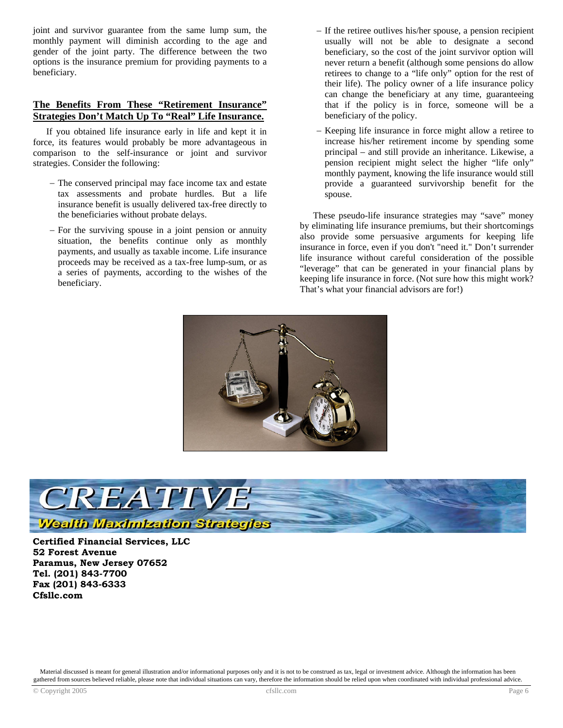joint and survivor guarantee from the same lump sum, the monthly payment will diminish according to the age and gender of the joint party. The difference between the two options is the insurance premium for providing payments to a beneficiary.

## The Benefits From These "Retirement Insurance" Strategies Don't Match Up To "Real" Life Insurance.

If you obtained life insurance early in life and kept it in force, its features would probably be more advantageous in comparison to the self-insurance or joint and survivor strategies. Consider the following:

- The conserved principal may face income tax and estate tax assessments and probate hurdles. But a life insurance benefit is usually delivered tax-free directly to the beneficiaries without probate delays.
- For the surviving spouse in a joint pension or annuity situation, the benefits continue only as monthly payments, and usually as taxable income. Life insurance proceeds may be received as a tax-free lump-sum, or as a series of payments, according to the wishes of the beneficiary.
- If the retiree outlives his/her spouse, a pension recipient usually will not be able to designate a second beneficiary, so the cost of the joint survivor option will never return a benefit (although some pensions do allow retirees to change to a "life only" option for the rest of their life). The policy owner of a life insurance policy can change the beneficiary at any time, guaranteeing that if the policy is in force, someone will be a beneficiary of the policy.
- Keeping life insurance in force might allow a retiree to increase his/her retirement income by spending some principal – and still provide an inheritance. Likewise, a pension recipient might select the higher "life only" monthly payment, knowing the life insurance would still provide a guaranteed survivorship benefit for the spouse.

These pseudo-life insurance strategies may "save" money by eliminating life insurance premiums, but their shortcomings also provide some persuasive arguments for keeping life insurance in force, even if you don't "need it." Don't surrender life insurance without careful consideration of the possible "leverage" that can be generated in your financial plans by keeping life insurance in force. (Not sure how this might work? That's what your financial advisors are for!)

CREATIVE
Wealth Maximization Strategies

**Certified Financial Services, LLC**
**52 Forest Avenue**
**Paramus, New Jersey 07652**
**Tel. (201) 843-7700**
**Fax (201) 843-6333**
**Cfsllc.com**

Material discussed is meant for general illustration and/or informational purposes only and it is not to be construed as tax, legal or investment advice. Although the information has been gathered from sources believed reliable, please note that individual situations can vary, therefore the information should be relied upon when coordinated with individual professional advice.

© Copyright 2005